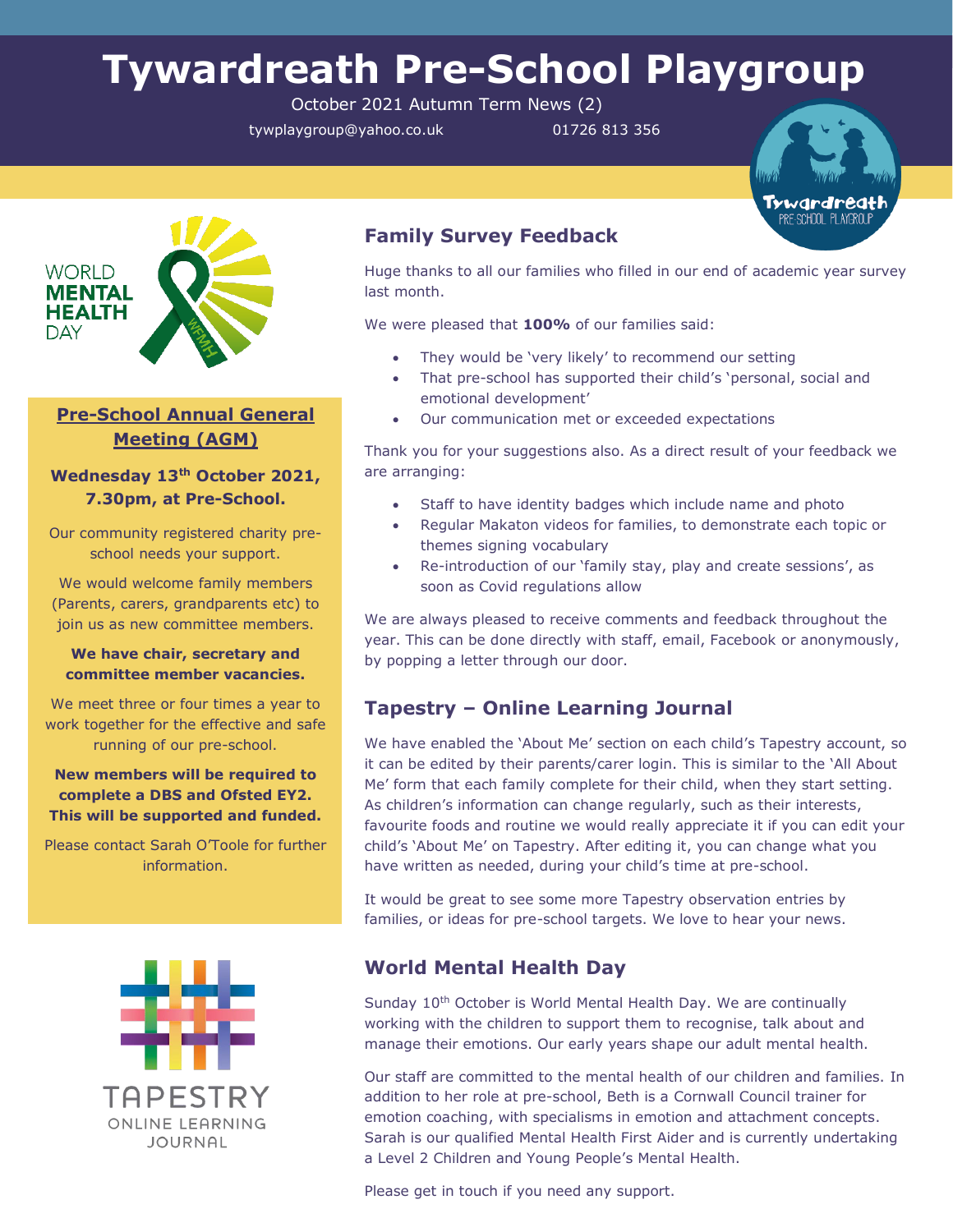# Tywardreath Pre-School Playgroup

October 2021 Autumn Term News (2)

tywplaygroup@yahoo.co.uk 01726 813 356

## Pre-School Annual General Meeting (AGM)

**Wednesday 13th October 2021, 7.30pm, at Pre-School.**

Our community registered charity pre-school needs your support.

We would welcome family members (Parents, carers, grandparents etc) to join us as new committee members.

**We have chair, secretary and committee member vacancies.**

We meet three or four times a year to work together for the effective and safe running of our pre-school.

**New members will be required to complete a DBS and Ofsted EY2. This will be supported and funded.**

Please contact Sarah O'Toole for further information.

## Family Survey Feedback

Huge thanks to all our families who filled in our end of academic year survey last month.

We were pleased that **100%** of our families said:

- They would be 'very likely' to recommend our setting
- That pre-school has supported their child's 'personal, social and emotional development'
- Our communication met or exceeded expectations

Thank you for your suggestions also. As a direct result of your feedback we are arranging:

- Staff to have identity badges which include name and photo
- Regular Makaton videos for families, to demonstrate each topic or themes signing vocabulary
- Re-introduction of our 'family stay, play and create sessions', as soon as Covid regulations allow

We are always pleased to receive comments and feedback throughout the year. This can be done directly with staff, email, Facebook or anonymously, by popping a letter through our door.

## Tapestry – Online Learning Journal

We have enabled the 'About Me' section on each child's Tapestry account, so it can be edited by their parents/carer login. This is similar to the 'All About Me' form that each family complete for their child, when they start setting. As children's information can change regularly, such as their interests, favourite foods and routine we would really appreciate it if you can edit your child's 'About Me' on Tapestry. After editing it, you can change what you have written as needed, during your child's time at pre-school.

It would be great to see some more Tapestry observation entries by families, or ideas for pre-school targets. We love to hear your news.

## World Mental Health Day

Sunday 10th October is World Mental Health Day. We are continually working with the children to support them to recognise, talk about and manage their emotions. Our early years shape our adult mental health.

Our staff are committed to the mental health of our children and families. In addition to her role at pre-school, Beth is a Cornwall Council trainer for emotion coaching, with specialisms in emotion and attachment concepts. Sarah is our qualified Mental Health First Aider and is currently undertaking a Level 2 Children and Young People's Mental Health.

Please get in touch if you need any support.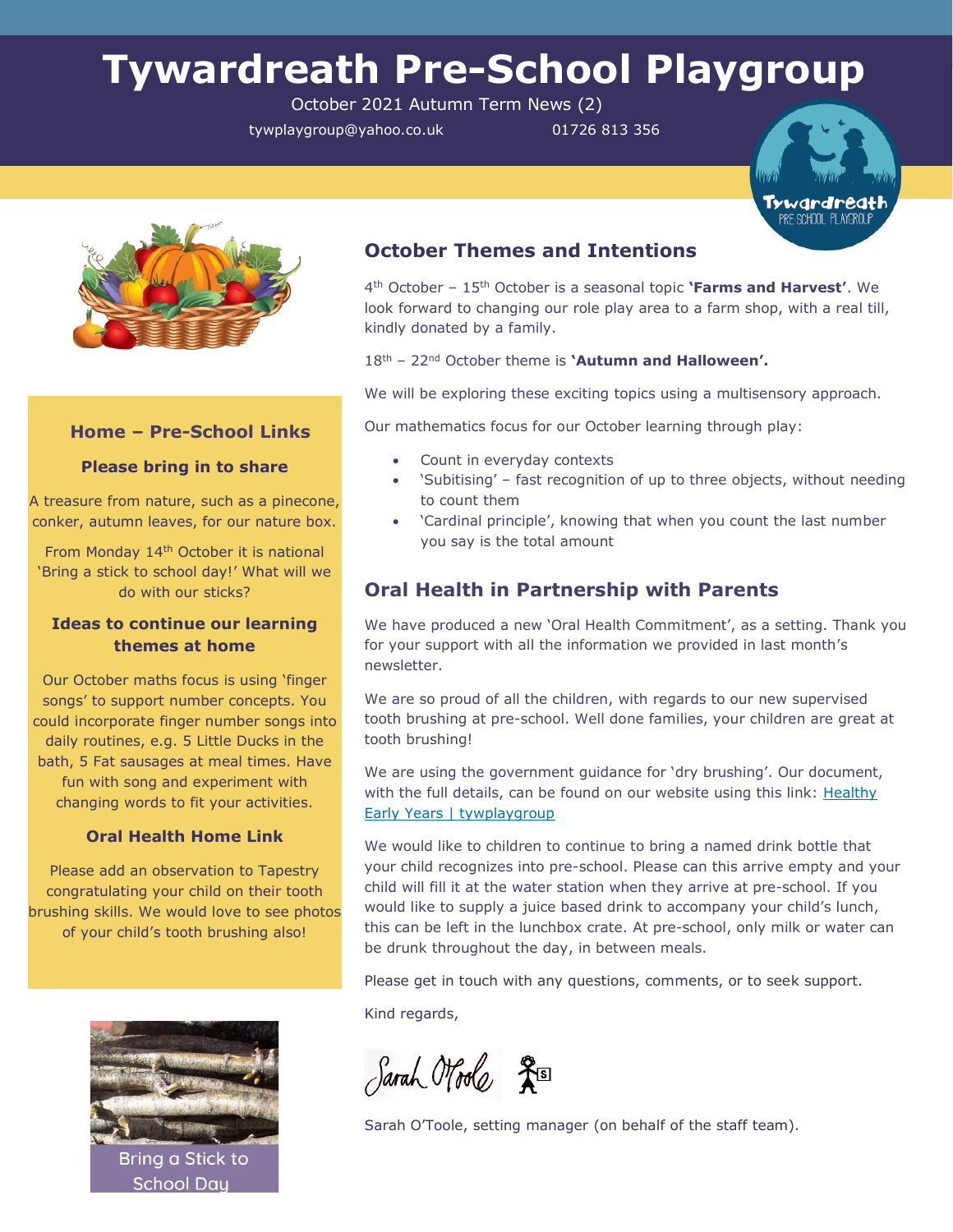# Tywardreath Pre-School Playgroup

October 2021 Autumn Term News (2)

tywplaygroup@yahoo.co.uk 01726 813 356

## Home – Pre-School Links

### Please bring in to share

A treasure from nature, such as a pinecone, conker, autumn leaves, for our nature box.

From Monday 14th October it is national 'Bring a stick to school day!' What will we do with our sticks?

### Ideas to continue our learning themes at home

Our October maths focus is using 'finger songs' to support number concepts. You could incorporate finger number songs into daily routines, e.g. 5 Little Ducks in the bath, 5 Fat sausages at meal times. Have fun with song and experiment with changing words to fit your activities.

### Oral Health Home Link

Please add an observation to Tapestry congratulating your child on their tooth brushing skills. We would love to see photos of your child's tooth brushing also!

Bring a Stick to School Day

## October Themes and Intentions

4th October – 15th October is a seasonal topic **'Farms and Harvest'**. We look forward to changing our role play area to a farm shop, with a real till, kindly donated by a family.

18th – 22nd October theme is **'Autumn and Halloween'.**

We will be exploring these exciting topics using a multisensory approach.

Our mathematics focus for our October learning through play:

- Count in everyday contexts
- 'Subitising' – fast recognition of up to three objects, without needing to count them
- 'Cardinal principle', knowing that when you count the last number you say is the total amount

## Oral Health in Partnership with Parents

We have produced a new 'Oral Health Commitment', as a setting. Thank you for your support with all the information we provided in last month's newsletter.

We are so proud of all the children, with regards to our new supervised tooth brushing at pre-school. Well done families, your children are great at tooth brushing!

We are using the government guidance for 'dry brushing'. Our document, with the full details, can be found on our website using this link: [Healthy Early Years | tywplaygroup]

We would like to children to continue to bring a named drink bottle that your child recognizes into pre-school. Please can this arrive empty and your child will fill it at the water station when they arrive at pre-school. If you would like to supply a juice based drink to accompany your child's lunch, this can be left in the lunchbox crate. At pre-school, only milk or water can be drunk throughout the day, in between meals.

Please get in touch with any questions, comments, or to seek support.

Kind regards,

Sarah O'Toole

Sarah O'Toole, setting manager (on behalf of the staff team).